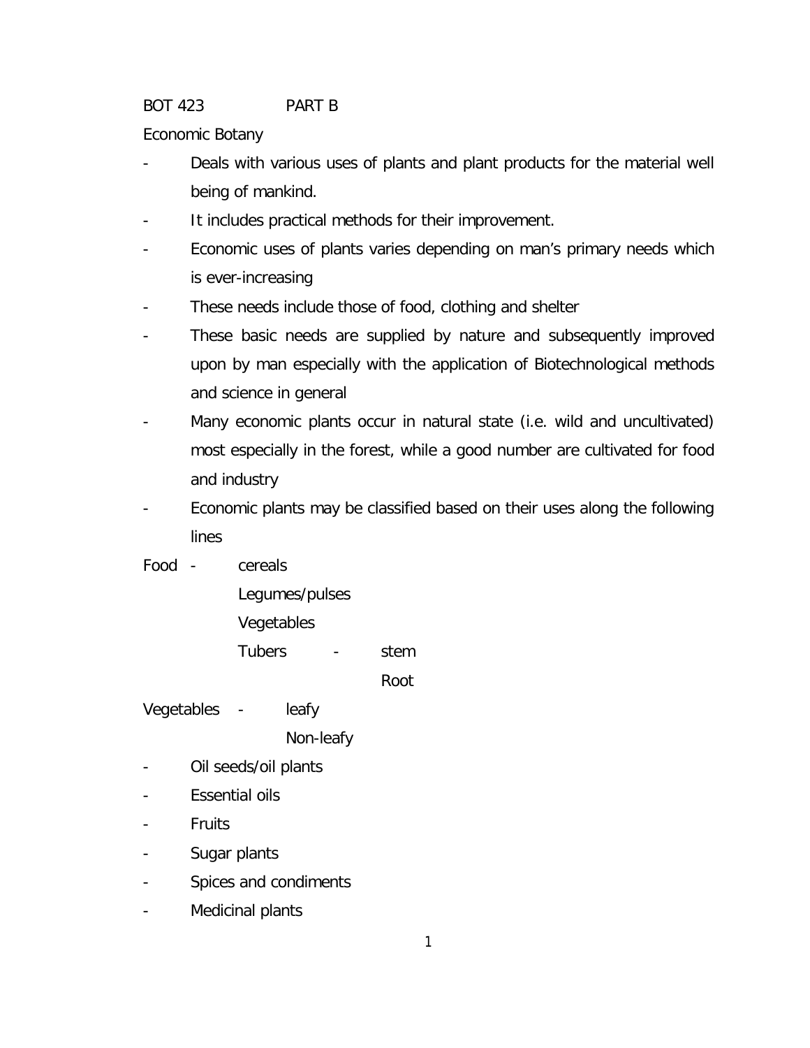BOT 423 PART B

Economic Botany

- Deals with various uses of plants and plant products for the material well being of mankind.
- It includes practical methods for their improvement.
- Economic uses of plants varies depending on man's primary needs which is ever-increasing
- These needs include those of food, clothing and shelter
- These basic needs are supplied by nature and subsequently improved upon by man especially with the application of Biotechnological methods and science in general
- Many economic plants occur in natural state (i.e. wild and uncultivated) most especially in the forest, while a good number are cultivated for food and industry
- Economic plants may be classified based on their uses along the following lines

Food - cereals
- Legumes/pulses
- Vegetables
- Tubers - stem
  - Root

Vegetables - leafy
- Non-leafy

- Oil seeds/oil plants
- Essential oils
- Fruits
- Sugar plants
- Spices and condiments
- Medicinal plants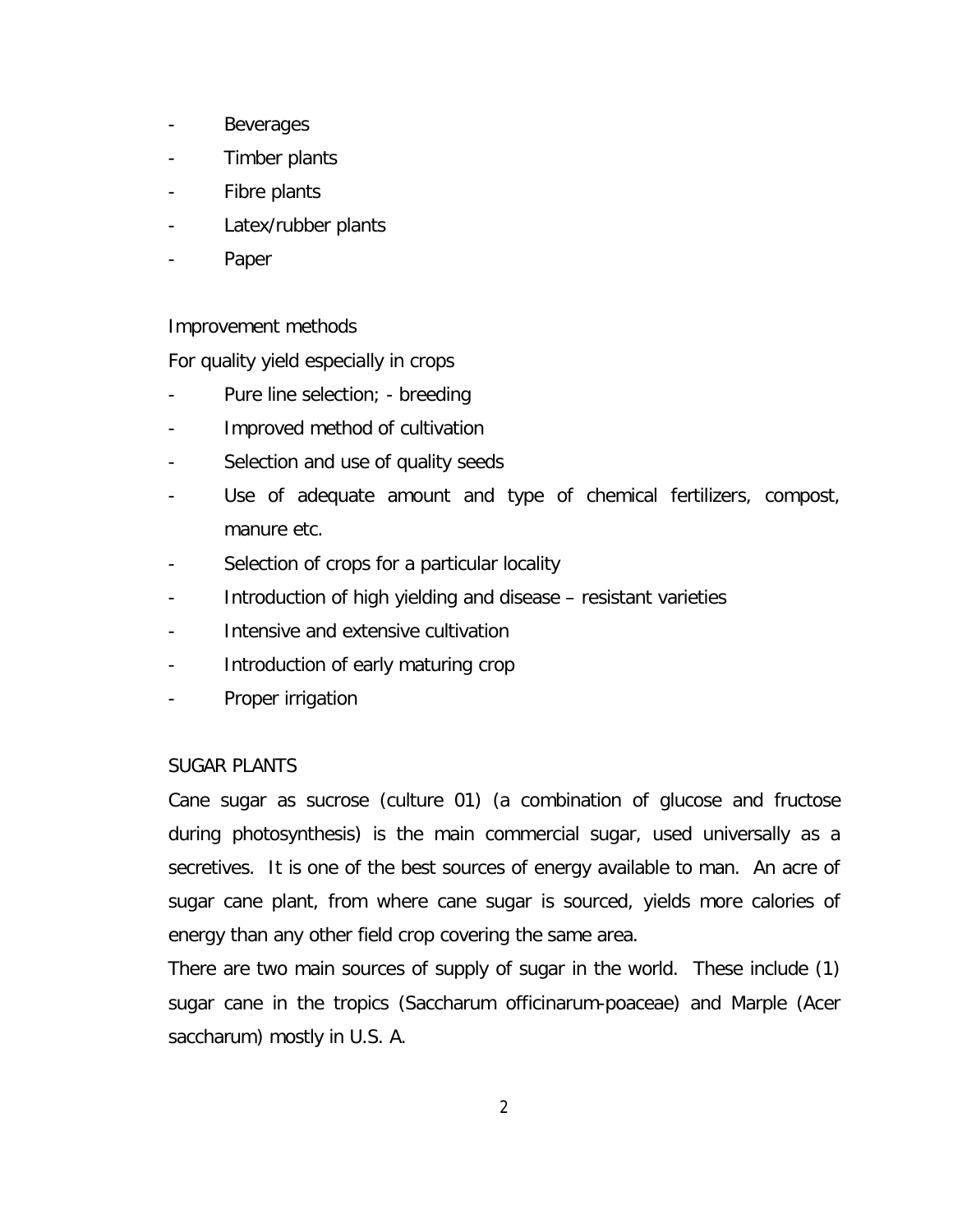- Beverages
- Timber plants
- Fibre plants
- Latex/rubber plants
- Paper

Improvement methods

For quality yield especially in crops

- Pure line selection; - breeding
- Improved method of cultivation
- Selection and use of quality seeds
- Use of adequate amount and type of chemical fertilizers, compost, manure etc.
- Selection of crops for a particular locality
- Introduction of high yielding and disease – resistant varieties
- Intensive and extensive cultivation
- Introduction of early maturing crop
- Proper irrigation

SUGAR PLANTS

Cane sugar as sucrose (culture 01) (a combination of glucose and fructose during photosynthesis) is the main commercial sugar, used universally as a secretives. It is one of the best sources of energy available to man. An acre of sugar cane plant, from where cane sugar is sourced, yields more calories of energy than any other field crop covering the same area.

There are two main sources of supply of sugar in the world. These include (1) sugar cane in the tropics (Saccharum officinarum-poaceae) and Marple (Acer saccharum) mostly in U.S. A.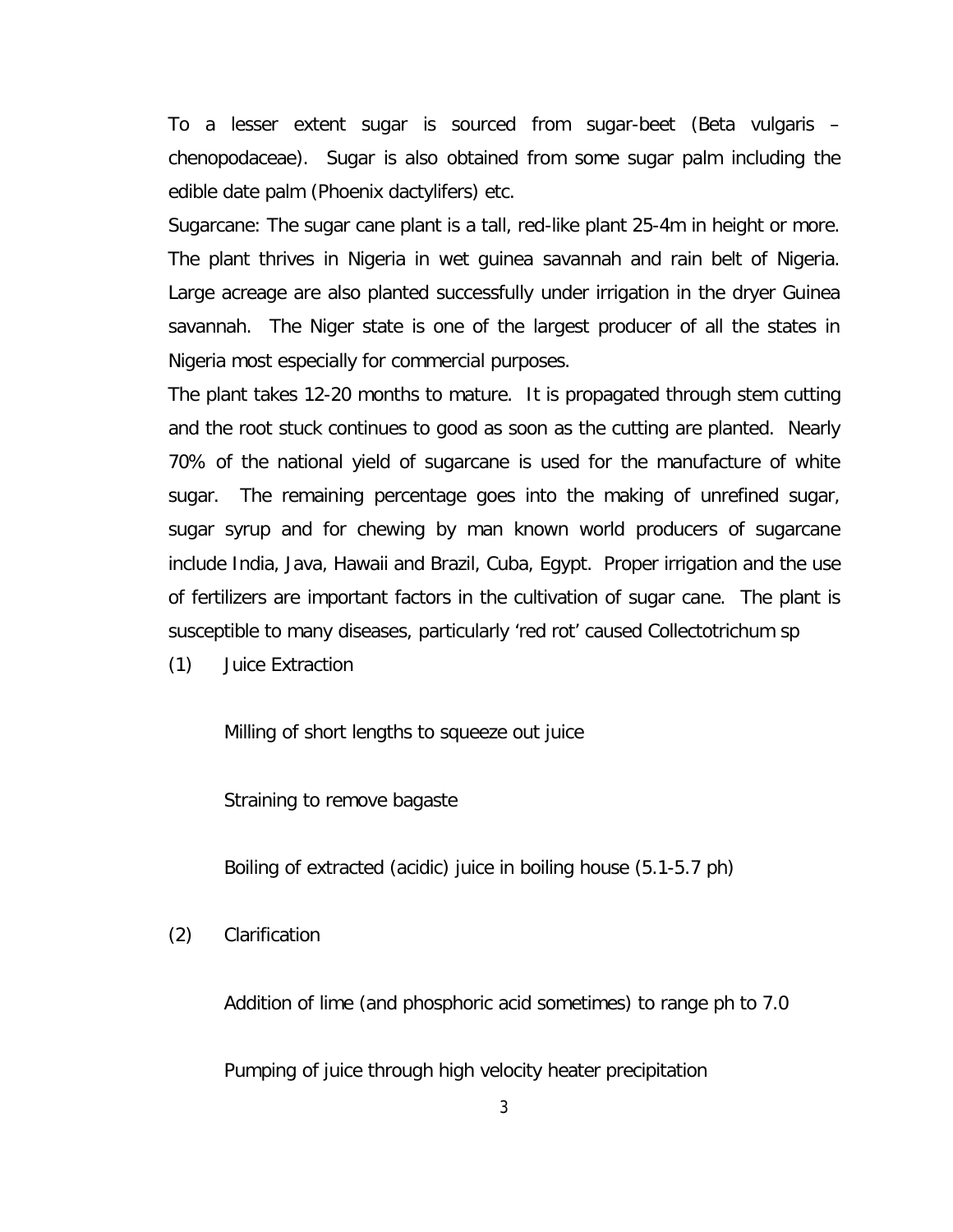To a lesser extent sugar is sourced from sugar-beet (Beta vulgaris – chenopodaceae). Sugar is also obtained from some sugar palm including the edible date palm (Phoenix dactylifers) etc.

Sugarcane: The sugar cane plant is a tall, red-like plant 25-4m in height or more. The plant thrives in Nigeria in wet guinea savannah and rain belt of Nigeria. Large acreage are also planted successfully under irrigation in the dryer Guinea savannah. The Niger state is one of the largest producer of all the states in Nigeria most especially for commercial purposes.

The plant takes 12-20 months to mature. It is propagated through stem cutting and the root stuck continues to good as soon as the cutting are planted. Nearly 70% of the national yield of sugarcane is used for the manufacture of white sugar. The remaining percentage goes into the making of unrefined sugar, sugar syrup and for chewing by man known world producers of sugarcane include India, Java, Hawaii and Brazil, Cuba, Egypt. Proper irrigation and the use of fertilizers are important factors in the cultivation of sugar cane. The plant is susceptible to many diseases, particularly 'red rot' caused Collectotrichum sp

(1) Juice Extraction

Milling of short lengths to squeeze out juice

Straining to remove bagaste

Boiling of extracted (acidic) juice in boiling house (5.1-5.7 ph)

(2) Clarification

Addition of lime (and phosphoric acid sometimes) to range ph to 7.0

Pumping of juice through high velocity heater precipitation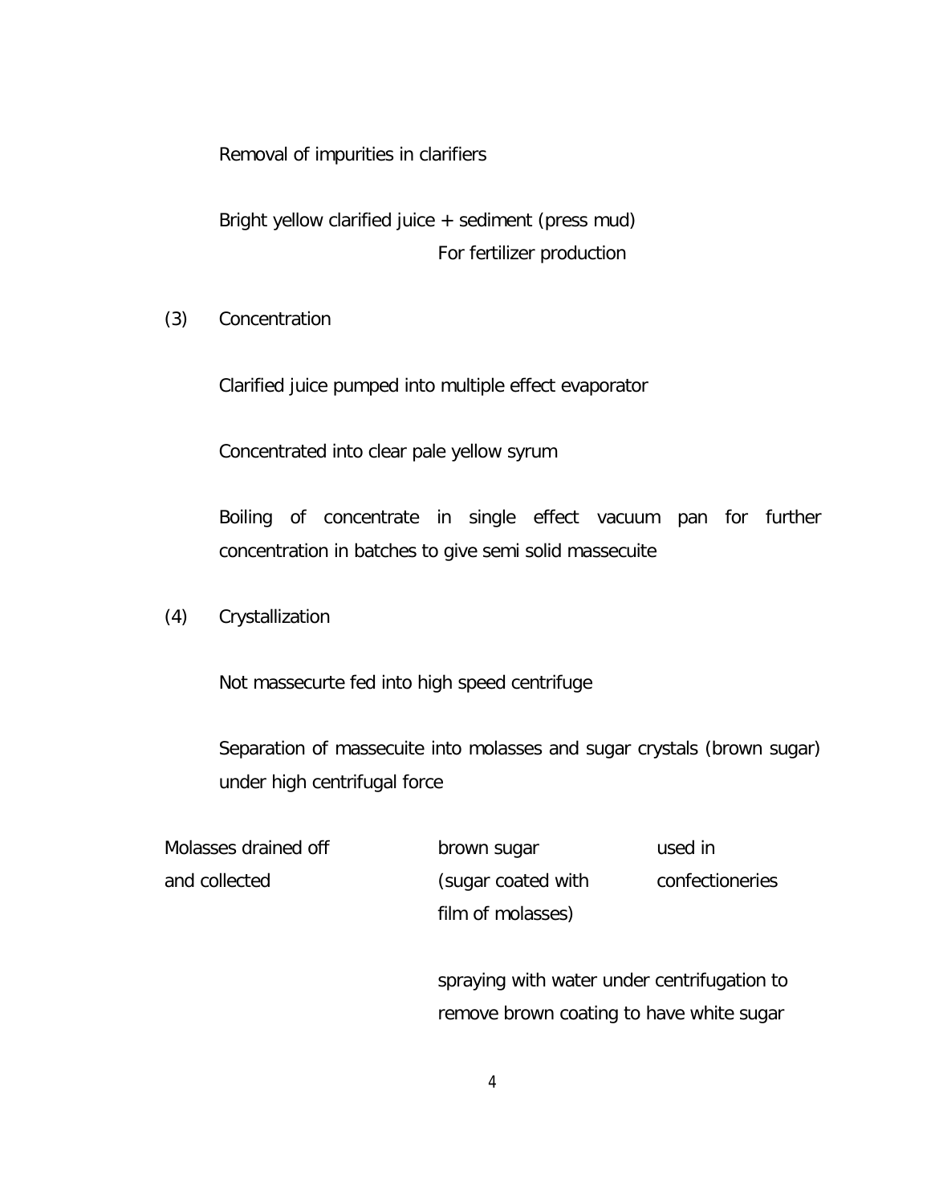Removal of impurities in clarifiers

Bright yellow clarified juice + sediment (press mud)
For fertilizer production

(3) Concentration

Clarified juice pumped into multiple effect evaporator

Concentrated into clear pale yellow syrum

Boiling of concentrate in single effect vacuum pan for further concentration in batches to give semi solid massecuite

(4) Crystallization

Not massecurte fed into high speed centrifuge

Separation of massecuite into molasses and sugar crystals (brown sugar) under high centrifugal force

Molasses drained off and collected

brown sugar (sugar coated with film of molasses)

used in confectioneries

spraying with water under centrifugation to remove brown coating to have white sugar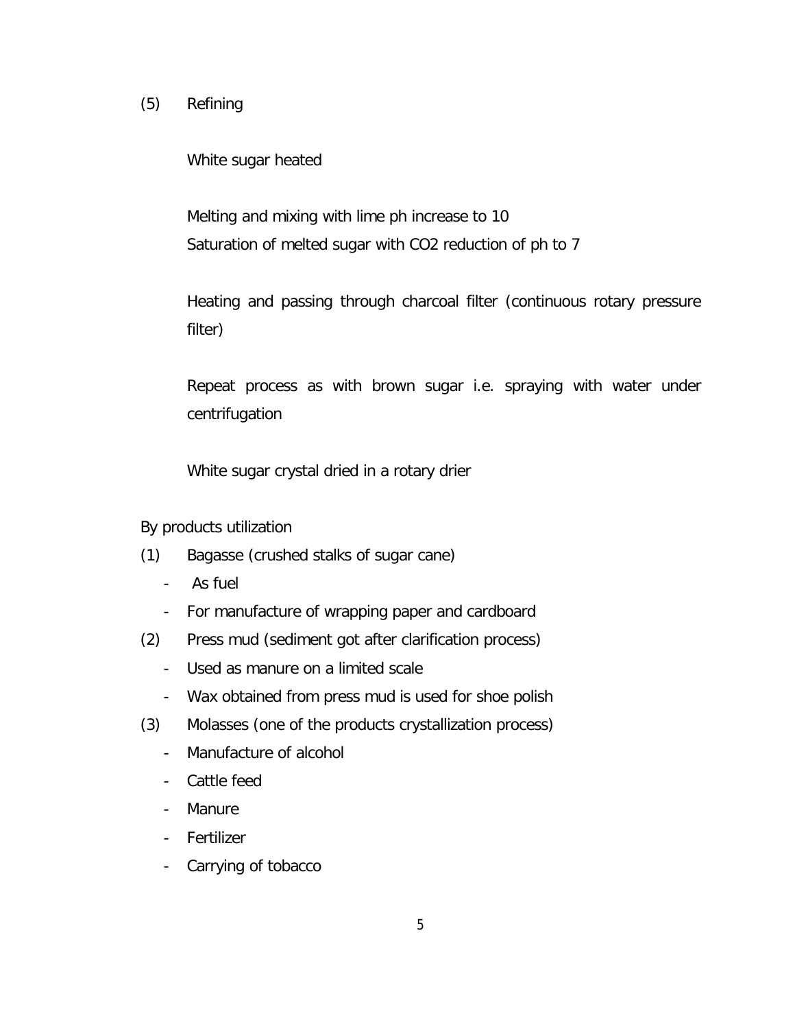(5) Refining

White sugar heated

Melting and mixing with lime ph increase to 10
Saturation of melted sugar with $CO_2$ reduction of ph to 7

Heating and passing through charcoal filter (continuous rotary pressure filter)

Repeat process as with brown sugar i.e. spraying with water under centrifugation

White sugar crystal dried in a rotary drier

By products utilization

(1) Bagasse (crushed stalks of sugar cane)
   - As fuel
   - For manufacture of wrapping paper and cardboard

(2) Press mud (sediment got after clarification process)
   - Used as manure on a limited scale
   - Wax obtained from press mud is used for shoe polish

(3) Molasses (one of the products crystallization process)
   - Manufacture of alcohol
   - Cattle feed
   - Manure
   - Fertilizer
   - Carrying of tobacco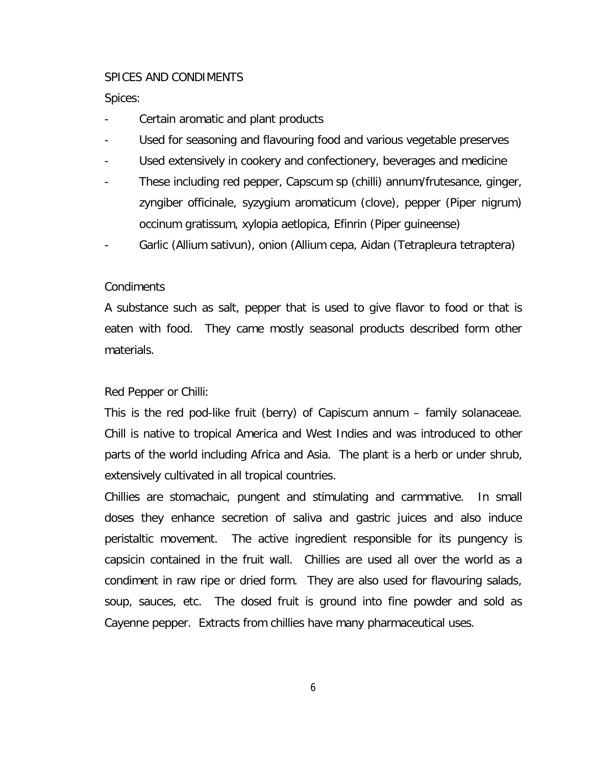SPICES AND CONDIMENTS

Spices:

- Certain aromatic and plant products
- Used for seasoning and flavouring food and various vegetable preserves
- Used extensively in cookery and confectionery, beverages and medicine
- These including red pepper, Capscum sp (chilli) annum/frutesance, ginger, zyngiber officinale, syzygium aromaticum (clove), pepper (Piper nigrum) occinum gratissum, xylopia aetlopica, Efinrin (Piper guineense)
- Garlic (Allium sativun), onion (Allium cepa, Aidan (Tetrapleura tetraptera)

Condiments

A substance such as salt, pepper that is used to give flavor to food or that is eaten with food. They came mostly seasonal products described form other materials.

Red Pepper or Chilli:

This is the red pod-like fruit (berry) of Capiscum annum – family solanaceae. Chill is native to tropical America and West Indies and was introduced to other parts of the world including Africa and Asia. The plant is a herb or under shrub, extensively cultivated in all tropical countries.

Chillies are stomachaic, pungent and stimulating and carmmative. In small doses they enhance secretion of saliva and gastric juices and also induce peristaltic movement. The active ingredient responsible for its pungency is capsicin contained in the fruit wall. Chillies are used all over the world as a condiment in raw ripe or dried form. They are also used for flavouring salads, soup, sauces, etc. The dosed fruit is ground into fine powder and sold as Cayenne pepper. Extracts from chillies have many pharmaceutical uses.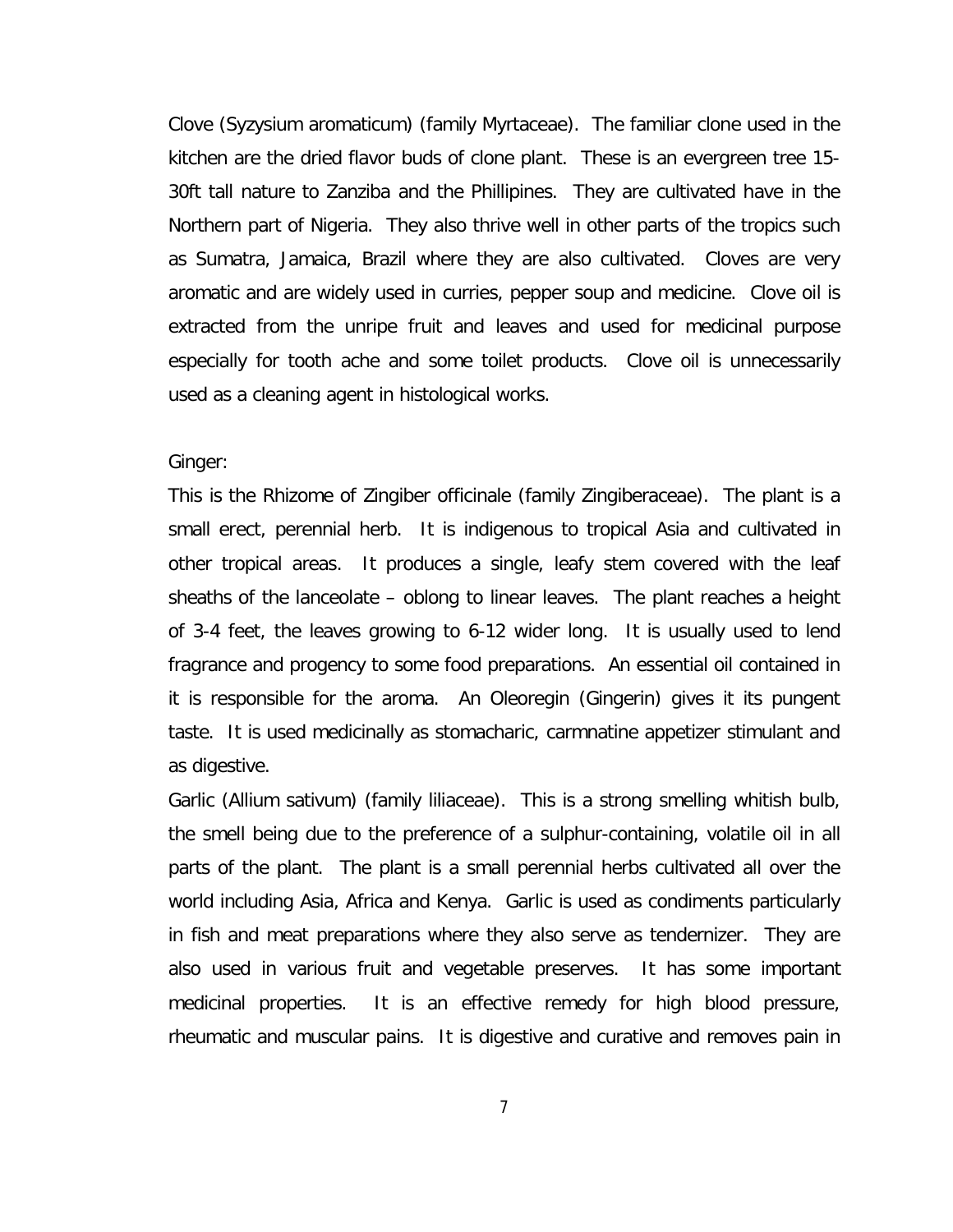Clove (Syzysium aromaticum) (family Myrtaceae). The familiar clone used in the kitchen are the dried flavor buds of clone plant. These is an evergreen tree 15-30ft tall nature to Zanziba and the Phillipines. They are cultivated have in the Northern part of Nigeria. They also thrive well in other parts of the tropics such as Sumatra, Jamaica, Brazil where they are also cultivated. Cloves are very aromatic and are widely used in curries, pepper soup and medicine. Clove oil is extracted from the unripe fruit and leaves and used for medicinal purpose especially for tooth ache and some toilet products. Clove oil is unnecessarily used as a cleaning agent in histological works.

Ginger:

This is the Rhizome of Zingiber officinale (family Zingiberaceae). The plant is a small erect, perennial herb. It is indigenous to tropical Asia and cultivated in other tropical areas. It produces a single, leafy stem covered with the leaf sheaths of the lanceolate – oblong to linear leaves. The plant reaches a height of 3-4 feet, the leaves growing to 6-12 wider long. It is usually used to lend fragrance and progency to some food preparations. An essential oil contained in it is responsible for the aroma. An Oleoregin (Gingerin) gives it its pungent taste. It is used medicinally as stomacharic, carmnatine appetizer stimulant and as digestive.

Garlic (Allium sativum) (family liliaceae). This is a strong smelling whitish bulb, the smell being due to the preference of a sulphur-containing, volatile oil in all parts of the plant. The plant is a small perennial herbs cultivated all over the world including Asia, Africa and Kenya. Garlic is used as condiments particularly in fish and meat preparations where they also serve as tendernizer. They are also used in various fruit and vegetable preserves. It has some important medicinal properties. It is an effective remedy for high blood pressure, rheumatic and muscular pains. It is digestive and curative and removes pain in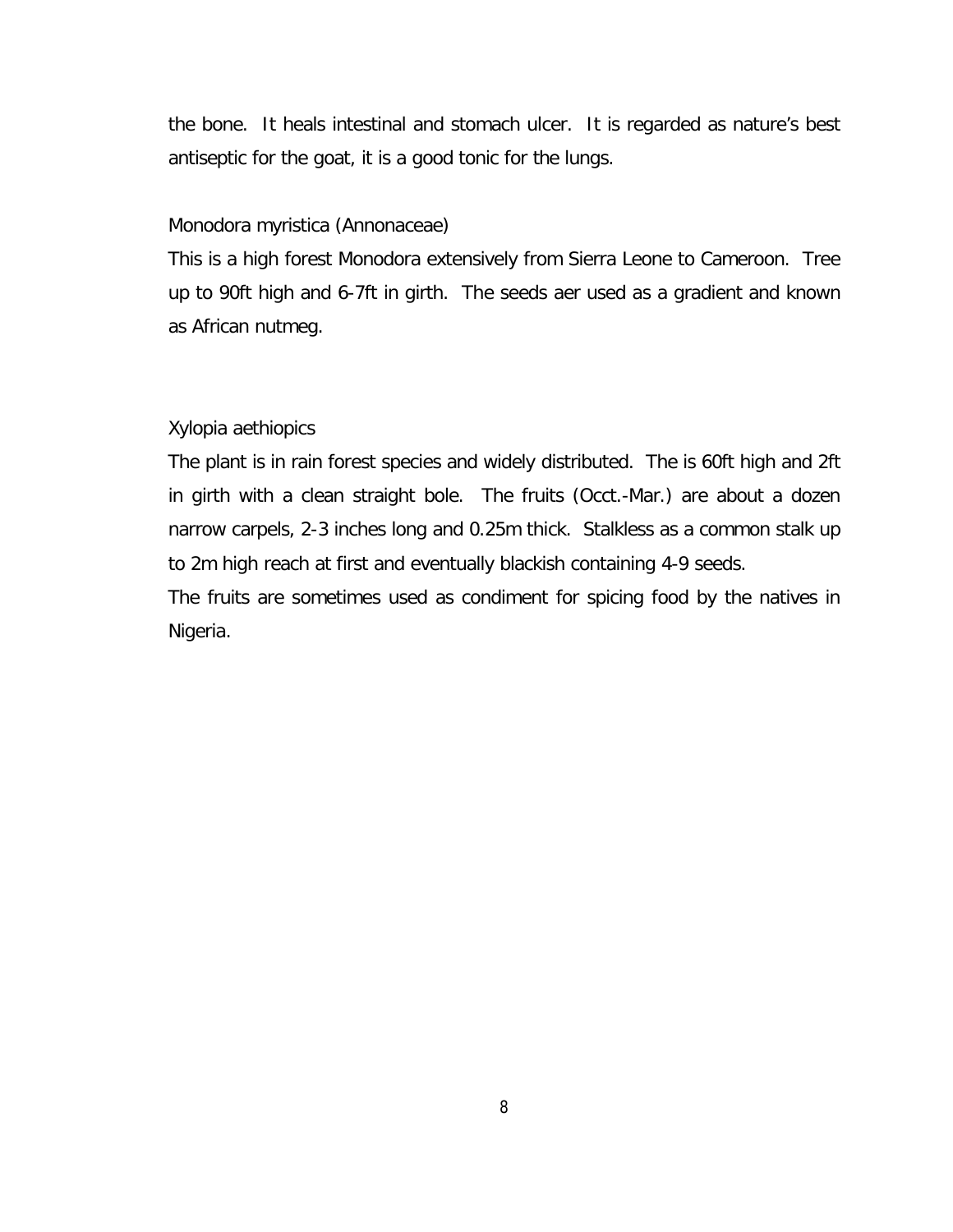the bone. It heals intestinal and stomach ulcer. It is regarded as nature's best antiseptic for the goat, it is a good tonic for the lungs.

Monodora myristica (Annonaceae)

This is a high forest Monodora extensively from Sierra Leone to Cameroon. Tree up to 90ft high and 6-7ft in girth. The seeds aer used as a gradient and known as African nutmeg.

Xylopia aethiopics

The plant is in rain forest species and widely distributed. The is 60ft high and 2ft in girth with a clean straight bole. The fruits (Occt.-Mar.) are about a dozen narrow carpels, 2-3 inches long and 0.25m thick. Stalkless as a common stalk up to 2m high reach at first and eventually blackish containing 4-9 seeds.

The fruits are sometimes used as condiment for spicing food by the natives in Nigeria.